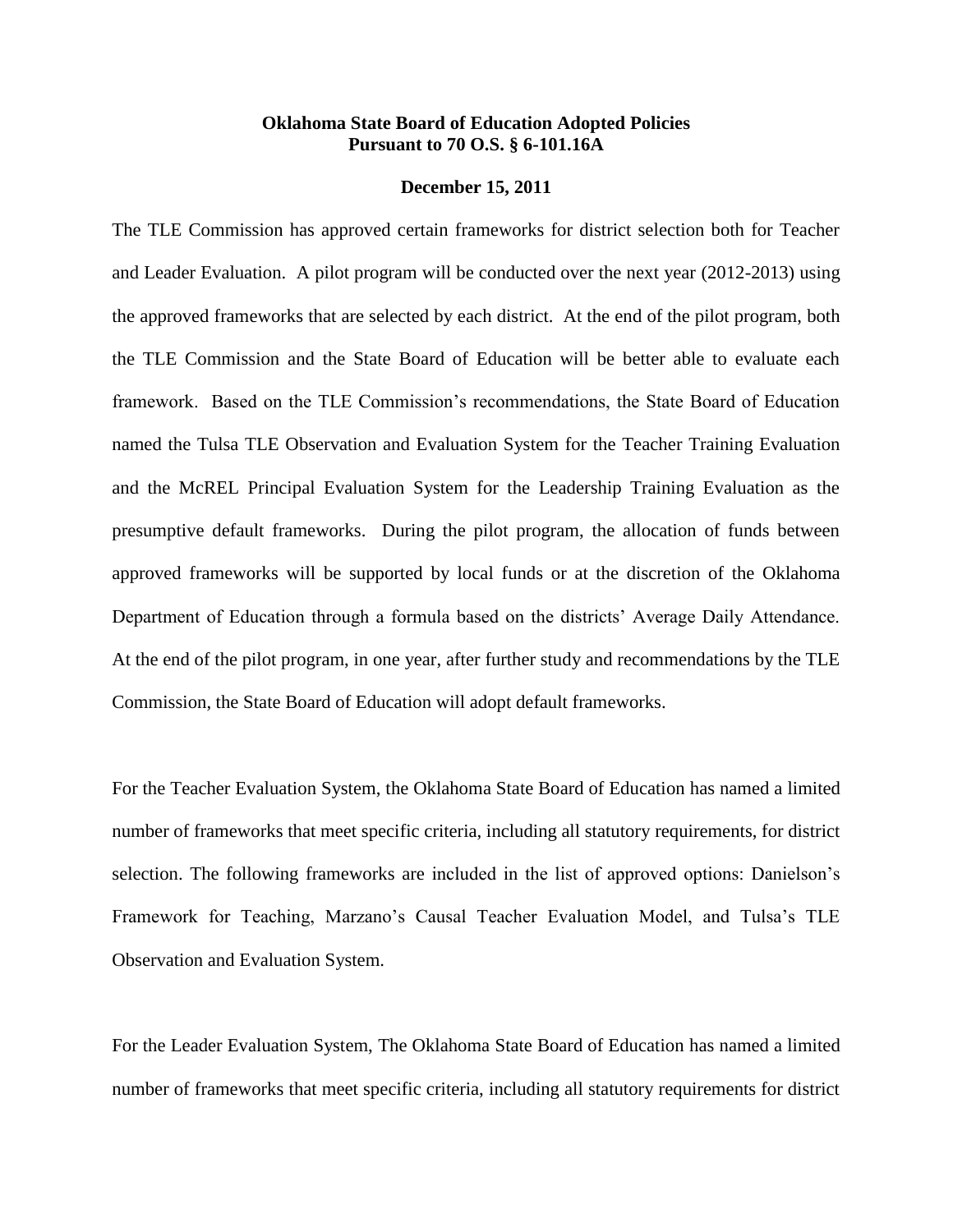**Oklahoma State Board of Education Adopted Policies**
**Pursuant to 70 O.S. § 6-101.16A**

**December 15, 2011**

The TLE Commission has approved certain frameworks for district selection both for Teacher and Leader Evaluation. A pilot program will be conducted over the next year (2012-2013) using the approved frameworks that are selected by each district. At the end of the pilot program, both the TLE Commission and the State Board of Education will be better able to evaluate each framework. Based on the TLE Commission's recommendations, the State Board of Education named the Tulsa TLE Observation and Evaluation System for the Teacher Training Evaluation and the McREL Principal Evaluation System for the Leadership Training Evaluation as the presumptive default frameworks. During the pilot program, the allocation of funds between approved frameworks will be supported by local funds or at the discretion of the Oklahoma Department of Education through a formula based on the districts' Average Daily Attendance. At the end of the pilot program, in one year, after further study and recommendations by the TLE Commission, the State Board of Education will adopt default frameworks.

For the Teacher Evaluation System, the Oklahoma State Board of Education has named a limited number of frameworks that meet specific criteria, including all statutory requirements, for district selection. The following frameworks are included in the list of approved options: Danielson's Framework for Teaching, Marzano's Causal Teacher Evaluation Model, and Tulsa's TLE Observation and Evaluation System.

For the Leader Evaluation System, The Oklahoma State Board of Education has named a limited number of frameworks that meet specific criteria, including all statutory requirements for district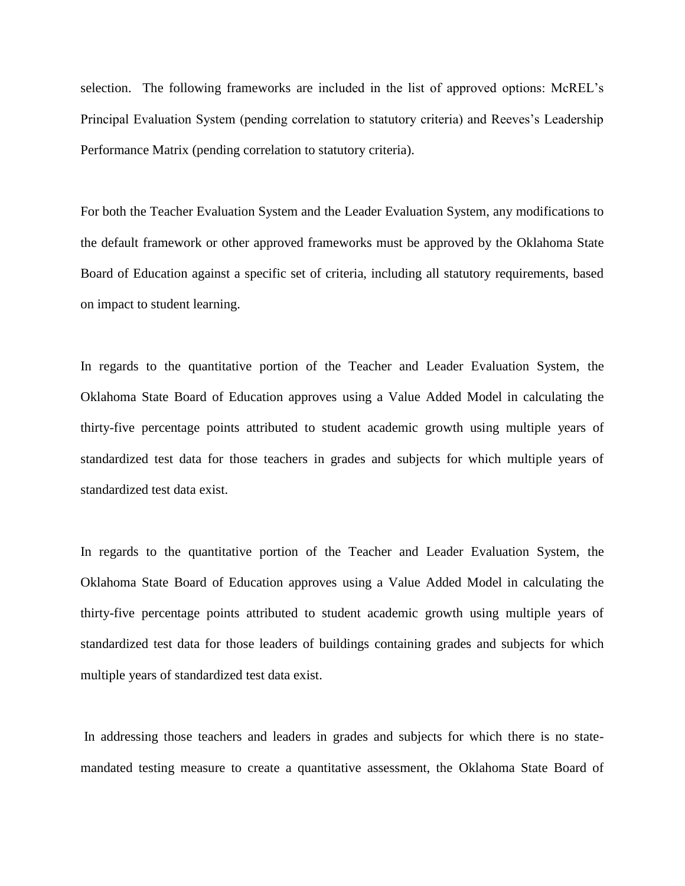selection. The following frameworks are included in the list of approved options: McREL's Principal Evaluation System (pending correlation to statutory criteria) and Reeves's Leadership Performance Matrix (pending correlation to statutory criteria).

For both the Teacher Evaluation System and the Leader Evaluation System, any modifications to the default framework or other approved frameworks must be approved by the Oklahoma State Board of Education against a specific set of criteria, including all statutory requirements, based on impact to student learning.

In regards to the quantitative portion of the Teacher and Leader Evaluation System, the Oklahoma State Board of Education approves using a Value Added Model in calculating the thirty-five percentage points attributed to student academic growth using multiple years of standardized test data for those teachers in grades and subjects for which multiple years of standardized test data exist.

In regards to the quantitative portion of the Teacher and Leader Evaluation System, the Oklahoma State Board of Education approves using a Value Added Model in calculating the thirty-five percentage points attributed to student academic growth using multiple years of standardized test data for those leaders of buildings containing grades and subjects for which multiple years of standardized test data exist.

In addressing those teachers and leaders in grades and subjects for which there is no state-mandated testing measure to create a quantitative assessment, the Oklahoma State Board of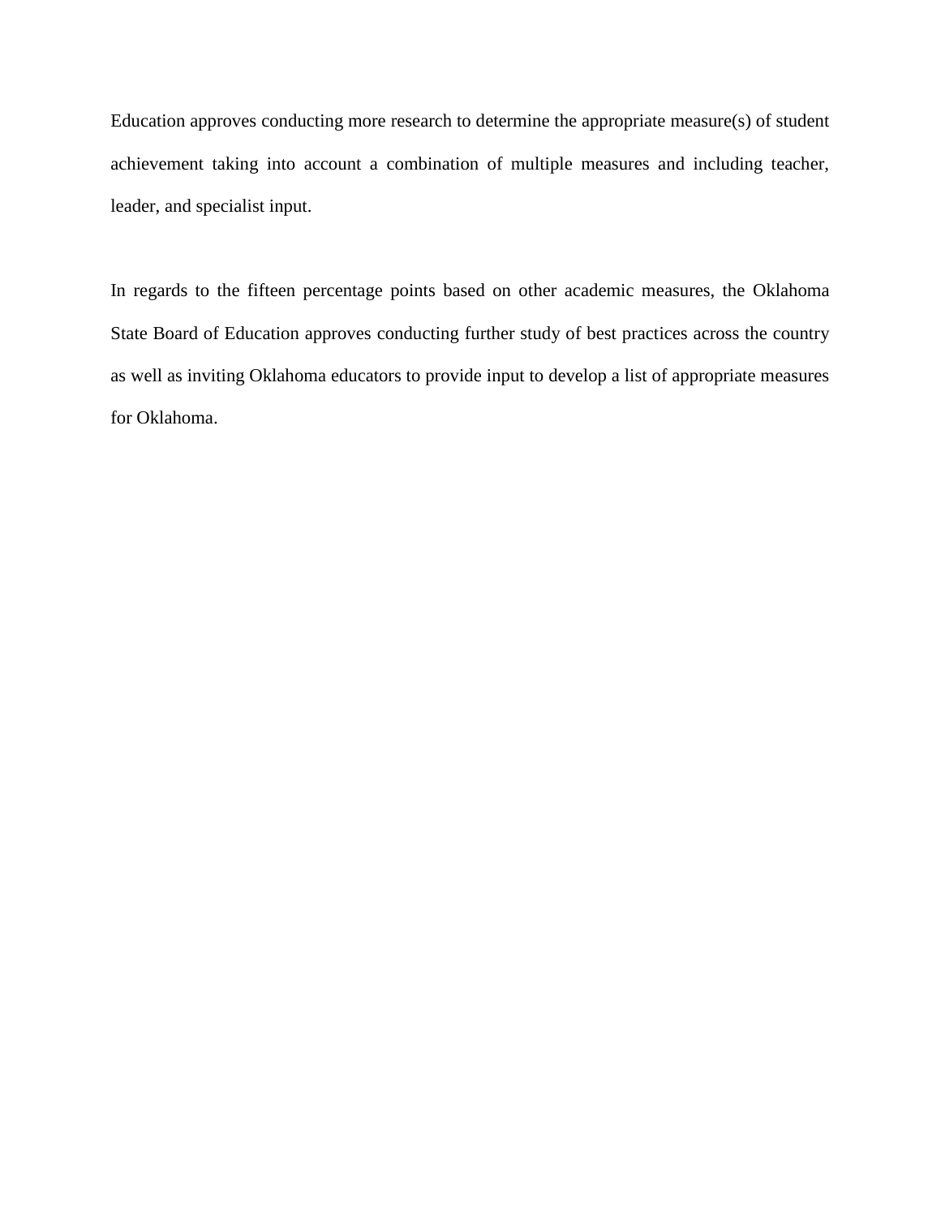Education approves conducting more research to determine the appropriate measure(s) of student achievement taking into account a combination of multiple measures and including teacher, leader, and specialist input.

In regards to the fifteen percentage points based on other academic measures, the Oklahoma State Board of Education approves conducting further study of best practices across the country as well as inviting Oklahoma educators to provide input to develop a list of appropriate measures for Oklahoma.